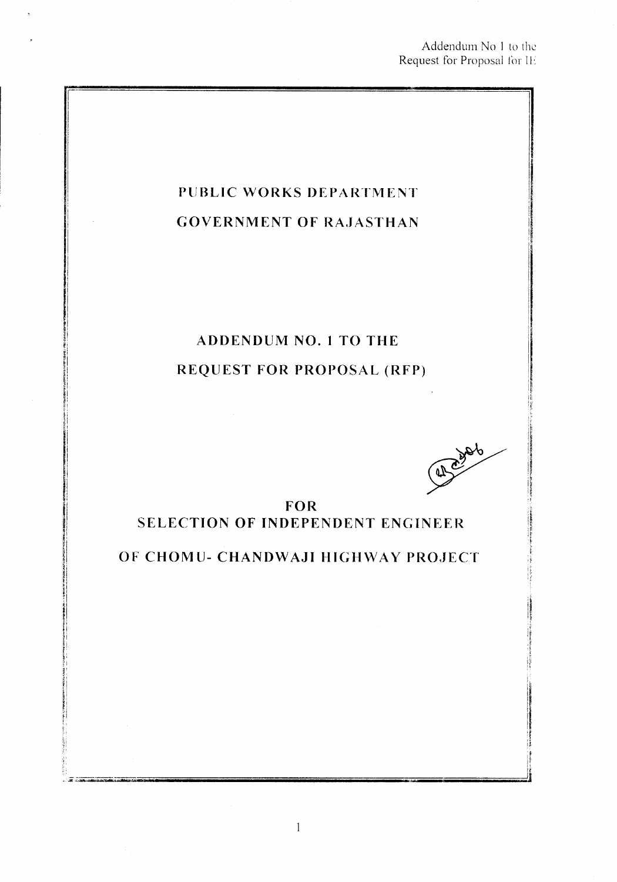# PUBLIC WORKS DEPARTMENT

# GOVERNMENT OF RAJASTHAN

## ADDENDUM NO. 1 TO THE

## REQUEST FOR PROPOSAL (RFP)

## FOR

## SELECTION OF INDEPENDENT ENGINEER

## OF CHOMU- CHANDWAJI HIGHWAY PROJECT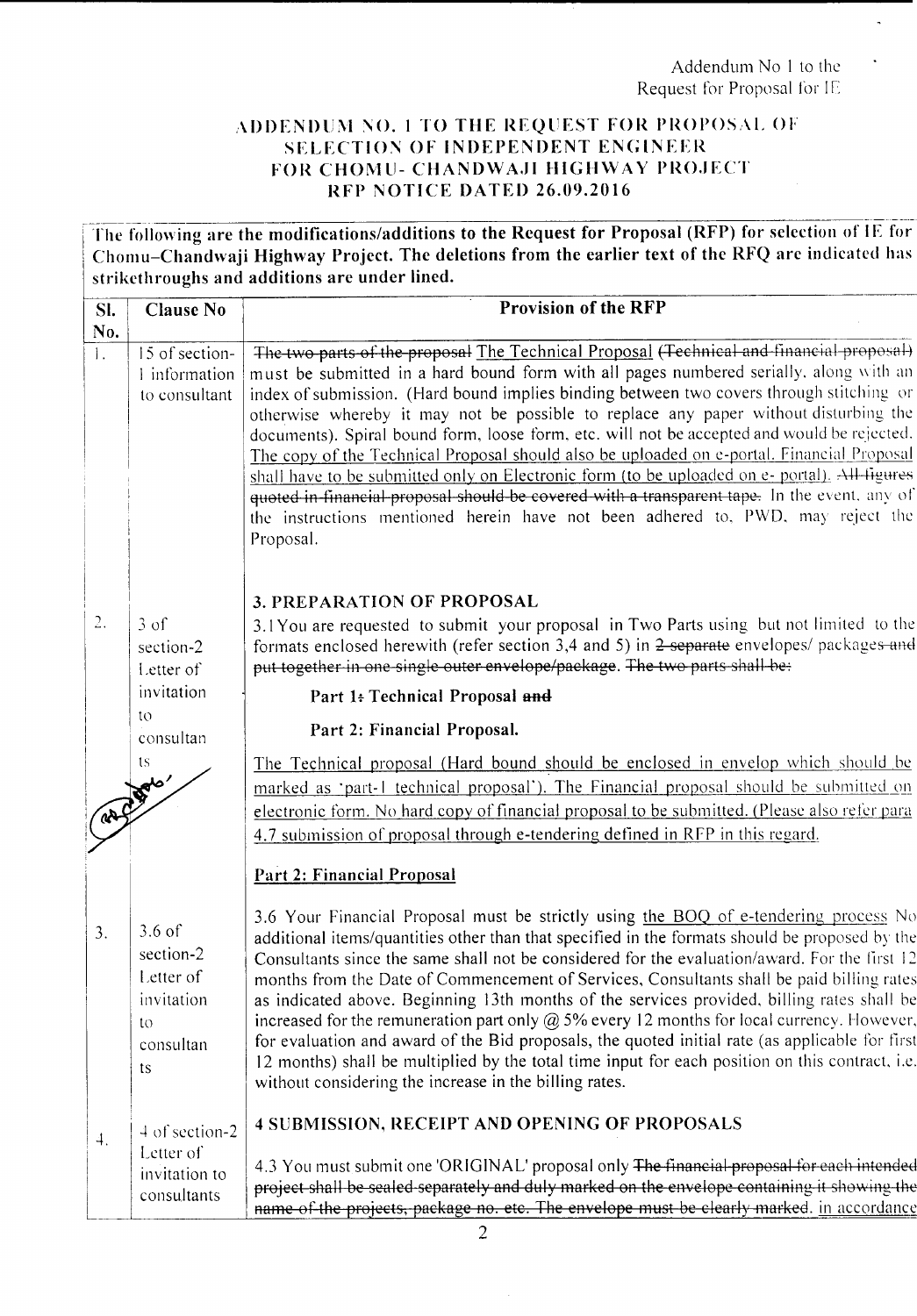Addendum No 1 to the Request for Proposal for IE

# ADDENDUM NO. 1 TO THE REQUEST FOR PROPOSAL OF SELECTION OF INDEPENDENT ENGINEER FOR CHOMU- CHANDWAJI HIGHWAY PROJECT RFP NOTICE DATED 26.09.2016

**The following are the modifications/additions to the Request for Proposal (RFP) for selection of IE for Chomu–Chandwaji Highway Project. The deletions from the earlier text of the RFQ are indicated has strikethroughs and additions are under lined.**

| Sl. No. | Clause No | Provision of the RFP |
|---|---|---|
| 1. | 15 of section-1 information to consultant | ~~The two parts of the proposal~~ <u>The Technical Proposal</u> ~~(Technical and financial proposal)~~ must be submitted in a hard bound form with all pages numbered serially, along with an index of submission. (Hard bound implies binding between two covers through stitching or otherwise whereby it may not be possible to replace any paper without disturbing the documents). Spiral bound form, loose form, etc. will not be accepted and would be rejected. <u>The copy of the Technical Proposal should also be uploaded on e-portal. Financial Proposal shall have to be submitted only on Electronic form (to be uploaded on e- portal).</u> ~~All figures quoted in financial proposal should be covered with a transparent tape.~~ In the event, any of the instructions mentioned herein have not been adhered to, PWD, may reject the Proposal. |
| 2. | 3 of section-2 Letter of invitation to consultants | **3. PREPARATION OF PROPOSAL**<br>3.1 You are requested to submit your proposal in Two Parts using but not limited to the formats enclosed herewith (refer section 3,4 and 5) in ~~2 separate~~ envelopes/ packages ~~and put together in one single outer envelope/package. The two parts shall be:~~<br>**Part 1~~:~~ Technical Proposal ~~and~~**<br>**Part 2: Financial Proposal.**<br><u>The Technical proposal (Hard bound should be enclosed in envelop which should be marked as 'part-1 technical proposal'). The Financial proposal should be submitted on electronic form. No hard copy of financial proposal to be submitted. (Please also refer para 4.7 submission of proposal through e-tendering defined in RFP in this regard.</u><br><u>**Part 2: Financial Proposal**</u> |
| 3. | 3.6 of section-2 Letter of invitation to consultants | 3.6 Your Financial Proposal must be strictly using <u>the BOQ of e-tendering process</u> No additional items/quantities other than that specified in the formats should be proposed by the Consultants since the same shall not be considered for the evaluation/award. For the first 12 months from the Date of Commencement of Services, Consultants shall be paid billing rates as indicated above. Beginning 13th months of the services provided, billing rates shall be increased for the remuneration part only @ 5% every 12 months for local currency. However, for evaluation and award of the Bid proposals, the quoted initial rate (as applicable for first 12 months) shall be multiplied by the total time input for each position on this contract, i.e. without considering the increase in the billing rates. |
| 4. | 4 of section-2 Letter of invitation to consultants | **4 SUBMISSION, RECEIPT AND OPENING OF PROPOSALS**<br>4.3 You must submit one 'ORIGINAL' proposal only ~~The financial proposal for each intended project shall be sealed separately and duly marked on the envelope containing it showing the name of the projects, package no. etc. The envelope must be clearly marked.~~ <u>in accordance</u> |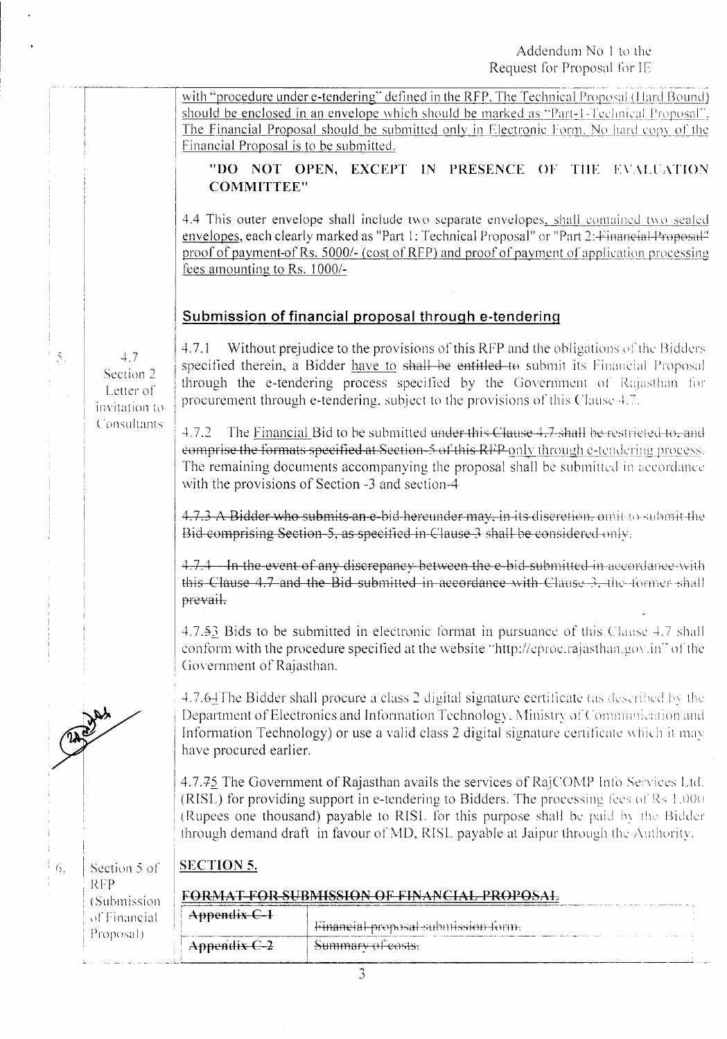with "procedure under e-tendering" defined in the RFP. The Technical Proposal (Hard Bound) should be enclosed in an envelope which should be marked as "Part-1-Technical Proposal". The Financial Proposal should be submitted only in Electronic Form. No hard copy of the Financial Proposal is to be submitted.

**"DO NOT OPEN, EXCEPT IN PRESENCE OF THE EVALUATION COMMITTEE"**

4.4 This outer envelope shall include two separate envelopes, shall contained two sealed envelopes, each clearly marked as "Part 1: Technical Proposal" or "Part 2: ~~Financial Proposal"~~ proof of payment of Rs. 5000/- (cost of RFP) and proof of payment of application processing fees amounting to Rs. 1000/-

| | | |
|---|---|---|
| 5. | 4.7 Section 2 Letter of invitation to Consultants | **Submission of financial proposal through e-tendering**<br><br>4.7.1 Without prejudice to the provisions of this RFP and the obligations of the Bidders specified therein, a Bidder have to ~~shall be entitled to~~ submit its Financial Proposal through the e-tendering process specified by the Government of Rajasthan for procurement through e-tendering, subject to the provisions of this Clause 4.7.<br><br>4.7.2 The Financial Bid to be submitted ~~under this Clause 4.7 shall be restricted to, and comprise the formats specified at Section-5 of this RFP~~ only through e-tendering process. The remaining documents accompanying the proposal shall be submitted in accordance with the provisions of Section -3 and section-4<br><br>~~4.7.3 A Bidder who submits an e-bid hereunder may, in its discretion, omit to submit the Bid comprising Section-5, as specified in Clause 3 shall be considered only.~~<br><br>~~4.7.4 In the event of any discrepancy between the e-bid submitted in accordance with this Clause 4.7 and the Bid submitted in accordance with Clause 3, the former shall prevail.~~<br><br>4.7.~~5~~3 Bids to be submitted in electronic format in pursuance of this Clause 4.7 shall conform with the procedure specified at the website "http://eproc.rajasthan.gov.in" of the Government of Rajasthan.<br><br>4.7.~~6~~4 The Bidder shall procure a class 2 digital signature certificate (as described by the Department of Electronics and Information Technology, Ministry of Communication and Information Technology) or use a valid class 2 digital signature certificate which it may have procured earlier.<br><br>4.7.~~7~~5 The Government of Rajasthan avails the services of RajCOMP Info Services Ltd. (RISL) for providing support in e-tendering to Bidders. The processing fees of Rs 1,000 (Rupees one thousand) payable to RISL for this purpose shall be paid by the Bidder through demand draft in favour of MD, RISL payable at Jaipur through the Authority. |
| 6. | Section 5 of RFP (Submission of Financial Proposal) | **SECTION 5.**<br><br>~~**FORMAT FOR SUBMISSION OF FINANCIAL PROPOSAL**~~<br><br>~~Appendix C-1~~ — ~~Financial proposal submission form.~~<br>~~Appendix C-2~~ — ~~Summary of costs.~~ |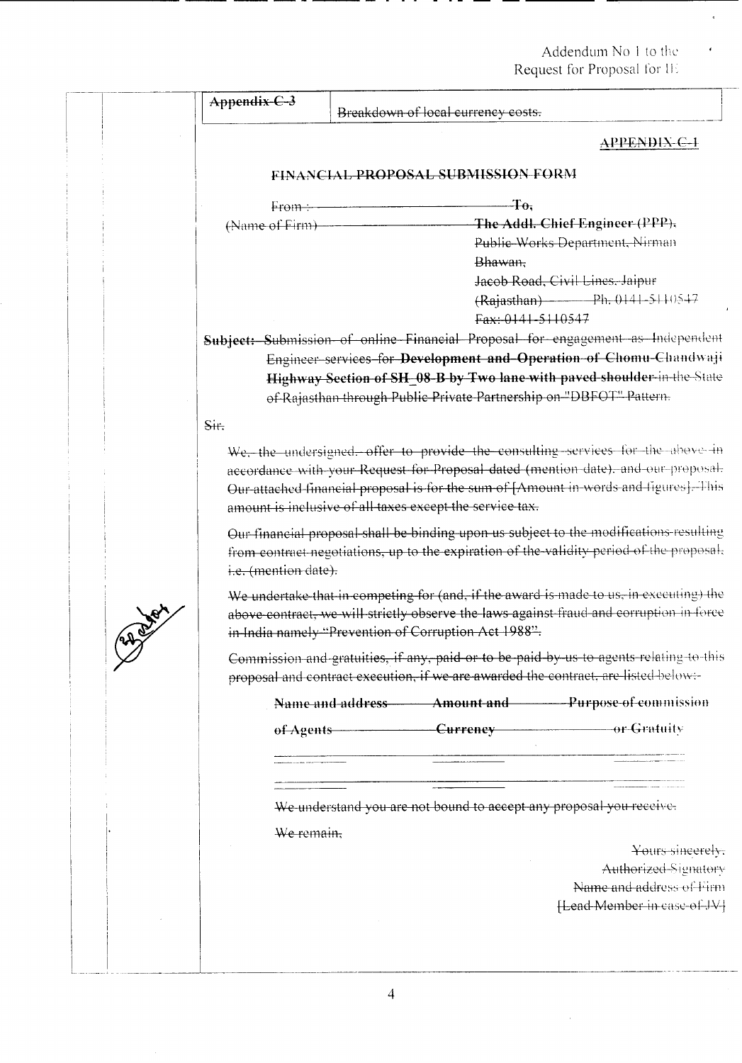Addendum No 1 to the Request for Proposal for IE

| ~~Appendix C-3~~ | ~~Breakdown of local currency costs.~~ |
|---|---|

~~APPENDIX-C-1~~

## ~~FINANCIAL PROPOSAL SUBMISSION FORM~~

~~From :~~ ~~(Name of Firm)~~

~~To,~~
~~**The Addl. Chief Engineer (PPP),**~~
~~Public Works Department, Nirman Bhawan,~~
~~Jacob Road, Civil Lines, Jaipur (Rajasthan) Ph. 0141-5110547~~
~~Fax: 0141-5110547~~

~~**Subject:** Submission of online Financial Proposal for engagement as Independent Engineer services for **Development and Operation of Chomu-Chandwaji Highway Section of SH_08-B by Two lane with paved shoulder** in the State of Rajasthan through Public Private Partnership on "DBFOT" Pattern.~~

~~Sir,~~

~~We, the undersigned, offer to provide the consulting services for the above in accordance with your Request for Proposal dated (mention date), and our proposal. Our attached financial proposal is for the sum of [Amount in words and figures]. This amount is inclusive of all taxes except the service tax.~~

~~Our financial proposal shall be binding upon us subject to the modifications resulting from contract negotiations, up to the expiration of the validity period of the proposal, i.e. (mention date).~~

~~We undertake that in competing for (and, if the award is made to us, in executing) the above contract, we will strictly observe the laws against fraud and corruption in force in India namely "Prevention of Corruption Act 1988".~~

~~Commission and gratuities, if any, paid or to be paid by us to agents relating to this proposal and contract execution, if we are awarded the contract, are listed below:-~~

| ~~Name and address of Agents~~ | ~~Amount and Currency~~ | ~~Purpose of commission or Gratuity~~ |
|---|---|---|
| | | |
| | | |

~~We understand you are not bound to accept any proposal you receive.~~

~~We remain,~~

~~Yours sincerely,~~
~~Authorized Signatory~~
~~Name and address of Firm~~
~~[Lead Member in case of JV]~~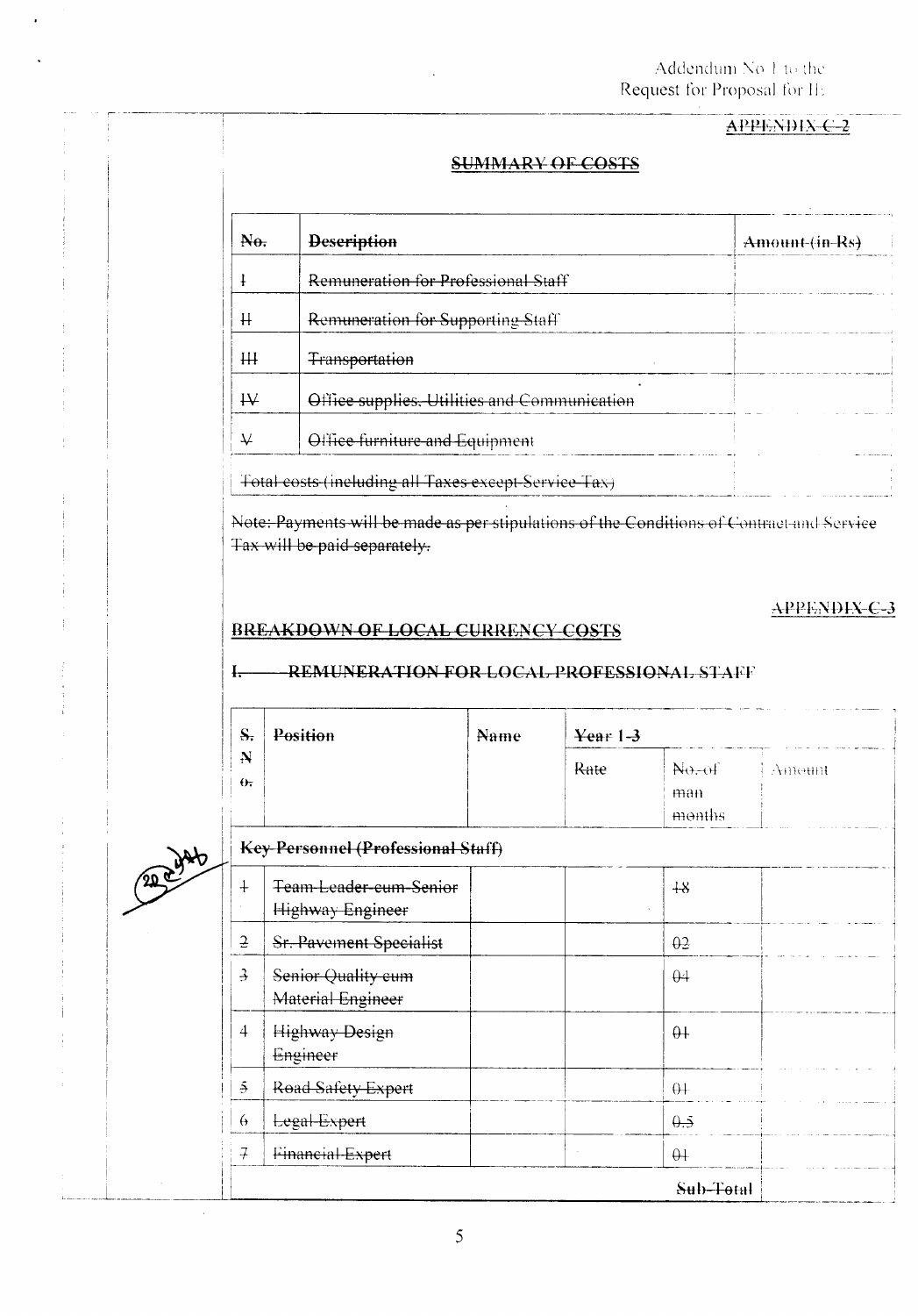Addendum No 1 to the
Request for Proposal for IE

~~APPENDIX C-2~~

## ~~SUMMARY OF COSTS~~

| ~~No.~~ | ~~Description~~ | ~~Amount (in Rs)~~ |
|---|---|---|
| ~~I~~ | ~~Remuneration for Professional Staff~~ | |
| ~~II~~ | ~~Remuneration for Supporting Staff~~ | |
| ~~III~~ | ~~Transportation~~ | |
| ~~IV~~ | ~~Office supplies, Utilities and Communication~~ | |
| ~~V~~ | ~~Office furniture and Equipment~~ | |
| | ~~Total costs (including all Taxes except Service Tax)~~ | |

~~Note: Payments will be made as per stipulations of the Conditions of Contract and Service Tax will be paid separately.~~

~~APPENDIX C-3~~

## ~~BREAKDOWN OF LOCAL CURRENCY COSTS~~

### ~~I. REMUNERATION FOR LOCAL PROFESSIONAL STAFF~~

| ~~S. No.~~ | ~~Position~~ | ~~Name~~ | ~~Year 1-3~~ | | |
|---|---|---|---|---|---|
| | | | ~~Rate~~ | ~~No. of man months~~ | Amount |
| | **~~Key Personnel (Professional Staff)~~** | | | | |
| ~~1~~ | ~~Team Leader cum Senior Highway Engineer~~ | | | ~~18~~ | |
| ~~2~~ | ~~Sr. Pavement Specialist~~ | | | ~~02~~ | |
| ~~3~~ | ~~Senior Quality cum Material Engineer~~ | | | ~~04~~ | |
| ~~4~~ | ~~Highway Design Engineer~~ | | | ~~01~~ | |
| ~~5~~ | ~~Road Safety Expert~~ | | | ~~01~~ | |
| ~~6~~ | ~~Legal Expert~~ | | | ~~0.5~~ | |
| ~~7~~ | ~~Financial Expert~~ | | | ~~01~~ | |
| | | | | ~~Sub-Total~~ | |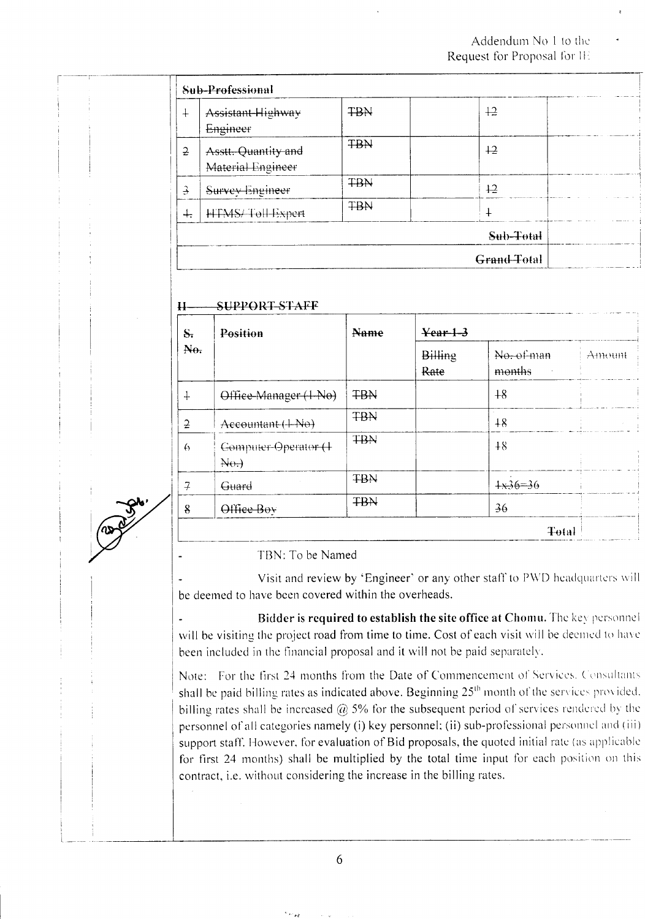| Sub-Professional | | | | | |
|---|---|---|---|---|---|
| 1 | Assistant Highway Engineer | TBN | | 12 | |
| 2 | Asstt. Quantity and Material Engineer | TBN | | 12 | |
| 3 | Survey Engineer | TBN | | 12 | |
| 4. | HTMS/ Toll Expert | TBN | | 1 | |
| | | | | Sub-Total | |
| | | | | Grand Total | |

## II SUPPORT STAFF

| S. No. | Position | Name | Year 1-3 | | |
|---|---|---|---|---|---|
| | | | Billing Rate | No. of man months | Amount |
| 1 | Office Manager (1 No) | TBN | | 18 | |
| 2 | Accountant (1 No) | TBN | | 18 | |
| 6 | Computer Operator (1 No.) | TBN | | 18 | |
| 7 | Guard | TBN | | 1x36=36 | |
| 8 | Office Boy | TBN | | 36 | |
| | | | | Total | |

- TBN: To be Named

- Visit and review by 'Engineer' or any other staff to PWD headquarters will be deemed to have been covered within the overheads.

- **Bidder is required to establish the site office at Chomu.** The key personnel will be visiting the project road from time to time. Cost of each visit will be deemed to have been included in the financial proposal and it will not be paid separately.

Note: For the first 24 months from the Date of Commencement of Services, Consultants shall be paid billing rates as indicated above. Beginning 25th month of the services provided, billing rates shall be increased @ 5% for the subsequent period of services rendered by the personnel of all categories namely (i) key personnel; (ii) sub-professional personnel and (iii) support staff. However, for evaluation of Bid proposals, the quoted initial rate (as applicable for first 24 months) shall be multiplied by the total time input for each position on this contract, i.e. without considering the increase in the billing rates.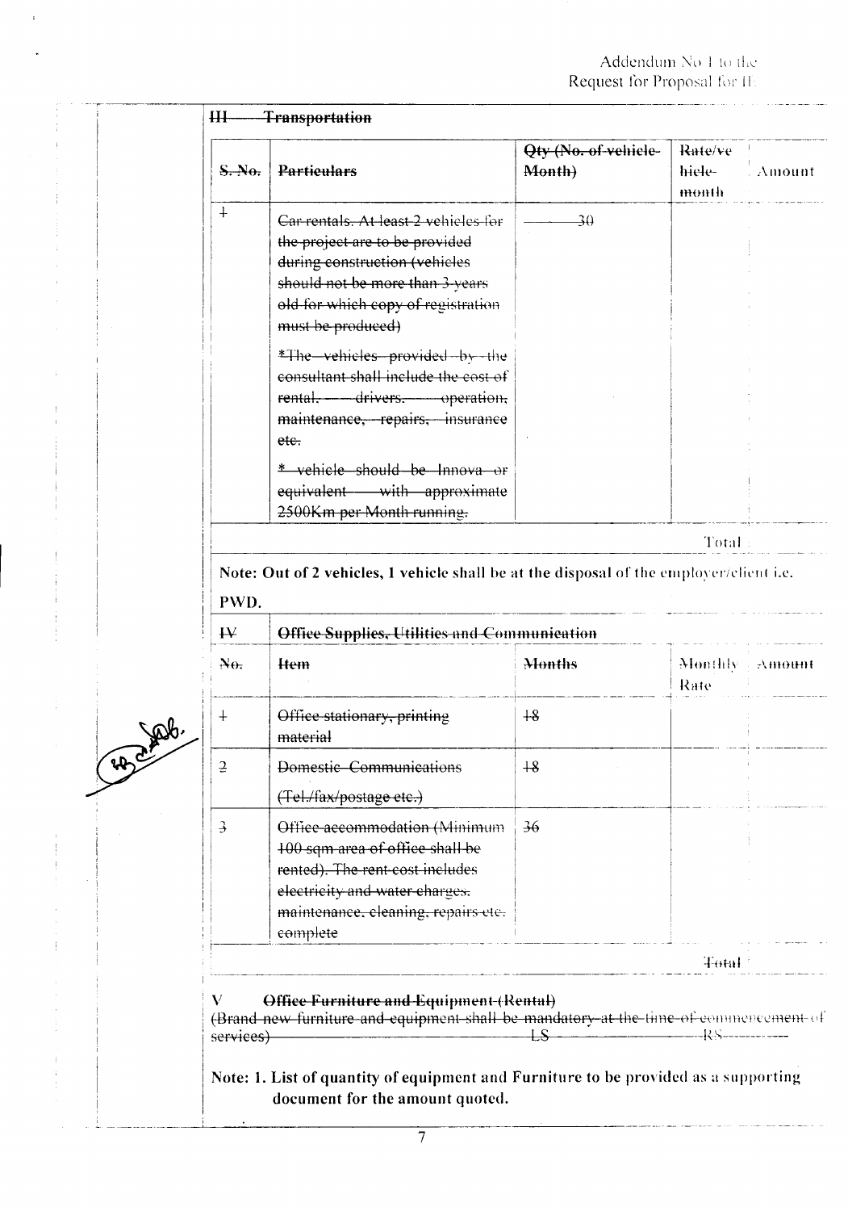### ~~III Transportation~~

| ~~S. No.~~ | ~~Particulars~~ | ~~Qty (No. of vehicle-Month)~~ | Rate/ve ~~hicle-month~~ | Amount |
|---|---|---|---|---|
| ~~1~~ | ~~Car rentals. At least 2 vehicles for the project are to be provided during construction (vehicles should not be more than 3 years old for which copy of registration must be produced)~~<br><br>~~*The vehicles provided by the consultant shall include the cost of rental, drivers, operation, maintenance, repairs, insurance etc.~~<br><br>~~* vehicle should be Innova or equivalent with approximate 2500Km per Month running.~~ | ~~30~~ | | |
| | | | Total | |

**Note: Out of 2 vehicles, 1 vehicle shall be at the disposal of the employer/client i.e. PWD.**

### ~~IV Office Supplies, Utilities and Communication~~

| ~~No.~~ | ~~Item~~ | ~~Months~~ | ~~Monthly~~ Rate | Amount |
|---|---|---|---|---|
| ~~1~~ | ~~Office stationary, printing material~~ | ~~18~~ | | |
| ~~2~~ | ~~Domestic Communications (Tel./fax/postage etc.)~~ | ~~18~~ | | |
| ~~3~~ | ~~Office accommodation (Minimum 100 sqm area of office shall be rented). The rent cost includes electricity and water charges, maintenance, cleaning, repairs etc. complete~~ | ~~36~~ | | |
| | | | ~~Total~~ | |

### V ~~Office Furniture and Equipment (Rental)~~

~~(Brand new furniture and equipment shall be mandatory at the time of commencement of services) LS RS~~

**Note: 1. List of quantity of equipment and Furniture to be provided as a supporting document for the amount quoted.**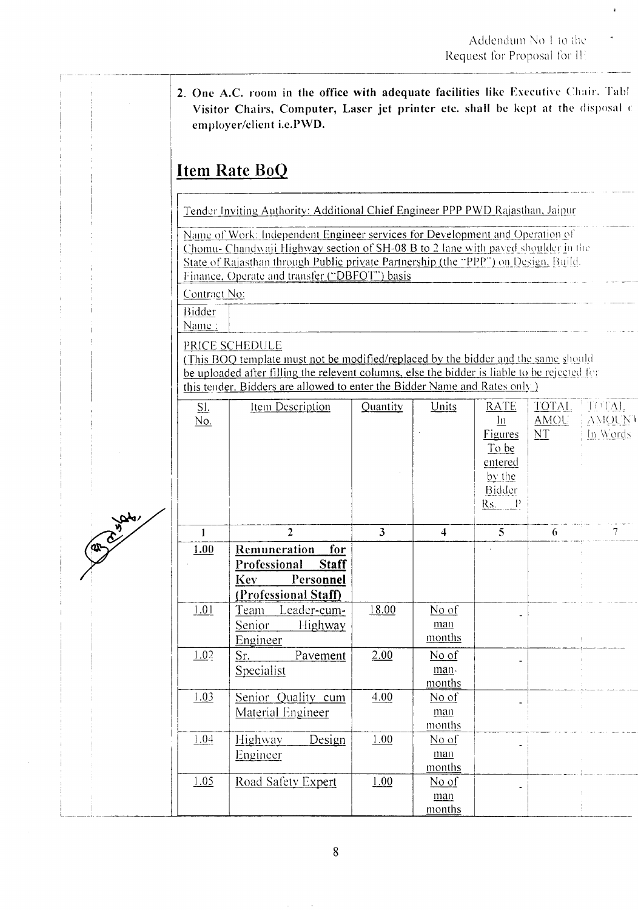2. **One A.C. room in the office with adequate facilities like Executive Chair, Tabl Visitor Chairs, Computer, Laser jet printer etc. shall be kept at the disposal c employer/client i.e.PWD.**

## Item Rate BoQ

Tender Inviting Authority: Additional Chief Engineer PPP PWD Rajasthan, Jaipur

Name of Work: Independent Engineer services for Development and Operation of Chomu- Chandwaji Highway section of SH-08 B to 2 lane with paved shoulder in the State of Rajasthan through Public private Partnership (the "PPP") on Design, Build, Finance, Operate and transfer ("DBFOT") basis

Contract No:

Bidder Name :

PRICE SCHEDULE

(This BOQ template must not be modified/replaced by the bidder and the same should be uploaded after filling the relevent columns, else the bidder is liable to be rejected for this tender. Bidders are allowed to enter the Bidder Name and Rates only )

| Sl. No. | Item Description | Quantity | Units | RATE In Figures To be entered by the Bidder Rs. P | TOTAL AMOUNT | TOTAL AMOUNT In Words |
|---|---|---|---|---|---|---|
| 1 | 2 | 3 | 4 | 5 | 6 | 7 |
| **1.00** | **Remuneration for Professional Staff Key Personnel (Professional Staff)** | | | | | |
| 1.01 | Team Leader-cum-Senior Highway Engineer | 18.00 | No of man months | - | | |
| 1.02 | Sr. Pavement Specialist | 2.00 | No of man-months | - | | |
| 1.03 | Senior Quality cum Material Engineer | 4.00 | No of man months | - | | |
| 1.04 | Highway Design Engineer | 1.00 | No of man months | - | | |
| 1.05 | Road Safety Expert | 1.00 | No of man months | - | | |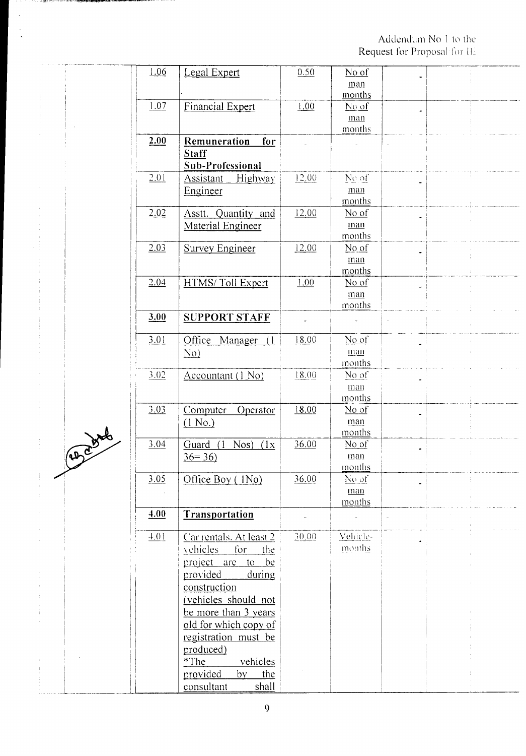Addendum No 1 to the Request for Proposal for IE

| | | | | | |
|---|---|---|---|---|---|
| 1.06 | Legal Expert | 0.50 | No of man months | - | |
| 1.07 | Financial Expert | 1.00 | No of man months | - | |
| **2.00** | **Remuneration for Staff Sub-Professional** | - | - | - | |
| 2.01 | Assistant Highway Engineer | 12.00 | No of man months | - | |
| 2.02 | Asstt. Quantity and Material Engineer | 12.00 | No of man months | - | |
| 2.03 | Survey Engineer | 12.00 | No of man months | - | |
| 2.04 | HTMS/ Toll Expert | 1.00 | No of man months | - | |
| **3.00** | **SUPPORT STAFF** | - | - | - | |
| 3.01 | Office Manager (1 No) | 18.00 | No of man months | - | |
| 3.02 | Accountant (1 No) | 18.00 | No of man months | - | |
| 3.03 | Computer Operator (1 No.) | 18.00 | No of man months | - | |
| 3.04 | Guard (1 Nos) (1x 36= 36) | 36.00 | No of man months | - | |
| 3.05 | Office Boy ( 1No) | 36.00 | No of man months | - | |
| **4.00** | **Transportation** | - | - | - | |
| 4.01 | Car rentals. At least 2 vehicles for the project are to be provided during construction (vehicles should not be more than 3 years old for which copy of registration must be produced) *The vehicles provided by the consultant shall | 30.00 | Vehicle-months | - | |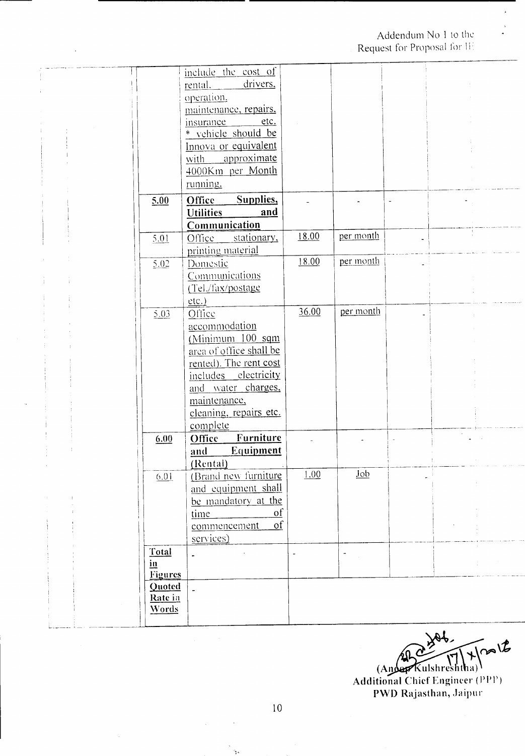| | | | | | |
|---|---|---|---|---|---|
| | include the cost of rental, drivers, operation, maintenance, repairs, insurance etc. * vehicle should be Innova or equivalent with approximate 4000Km per Month running. | | | | |
| **5.00** | **Office Supplies, Utilities and Communication** | - | - | - | - |
| 5.01 | Office stationary, printing material | 18.00 | per month | - | |
| 5.02 | Domestic Communications (Tel./fax/postage etc.) | 18.00 | per month | - | |
| 5.03 | Office accommodation (Minimum 100 sqm area of office shall be rented). The rent cost includes electricity and water charges, maintenance, cleaning, repairs etc. complete | 36.00 | per month | - | |
| **6.00** | **Office Furniture and Equipment (Rental)** | - | - | - | - |
| 6.01 | (Brand new furniture and equipment shall be mandatory at the time of commencement of services) | 1.00 | Job | - | |
| **Total in Figures** | - | - | - | | |
| **Quoted Rate in Words** | - | | | | |

17/X/2018

(Anoop Kulshreshtha)
**Additional Chief Engineer (PPP)**
**PWD Rajasthan, Jaipur**